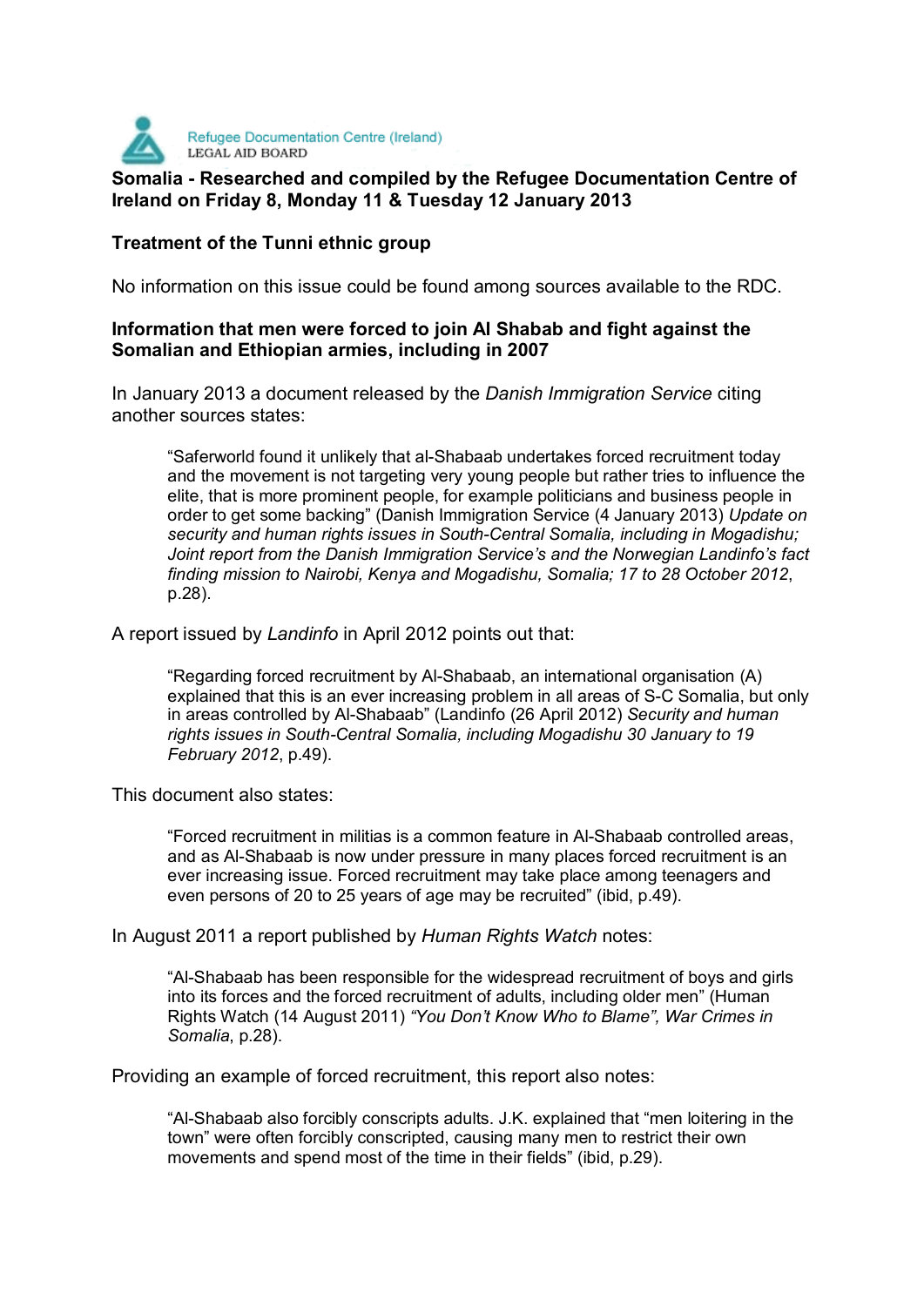Refugee Documentation Centre (Ireland)
LEGAL AID BOARD

**Somalia - Researched and compiled by the Refugee Documentation Centre of Ireland on Friday 8, Monday 11 & Tuesday 12 January 2013**

**Treatment of the Tunni ethnic group**

No information on this issue could be found among sources available to the RDC.

**Information that men were forced to join Al Shabab and fight against the Somalian and Ethiopian armies, including in 2007**

In January 2013 a document released by the *Danish Immigration Service* citing another sources states:

> "Saferworld found it unlikely that al-Shabaab undertakes forced recruitment today and the movement is not targeting very young people but rather tries to influence the elite, that is more prominent people, for example politicians and business people in order to get some backing" (Danish Immigration Service (4 January 2013) *Update on security and human rights issues in South-Central Somalia, including in Mogadishu; Joint report from the Danish Immigration Service's and the Norwegian Landinfo's fact finding mission to Nairobi, Kenya and Mogadishu, Somalia; 17 to 28 October 2012*, p.28).

A report issued by *Landinfo* in April 2012 points out that:

> "Regarding forced recruitment by Al-Shabaab, an international organisation (A) explained that this is an ever increasing problem in all areas of S-C Somalia, but only in areas controlled by Al-Shabaab" (Landinfo (26 April 2012) *Security and human rights issues in South-Central Somalia, including Mogadishu 30 January to 19 February 2012*, p.49).

This document also states:

> "Forced recruitment in militias is a common feature in Al-Shabaab controlled areas, and as Al-Shabaab is now under pressure in many places forced recruitment is an ever increasing issue. Forced recruitment may take place among teenagers and even persons of 20 to 25 years of age may be recruited" (ibid, p.49).

In August 2011 a report published by *Human Rights Watch* notes:

> "Al-Shabaab has been responsible for the widespread recruitment of boys and girls into its forces and the forced recruitment of adults, including older men" (Human Rights Watch (14 August 2011) *"You Don't Know Who to Blame", War Crimes in Somalia*, p.28).

Providing an example of forced recruitment, this report also notes:

> "Al-Shabaab also forcibly conscripts adults. J.K. explained that "men loitering in the town" were often forcibly conscripted, causing many men to restrict their own movements and spend most of the time in their fields" (ibid, p.29).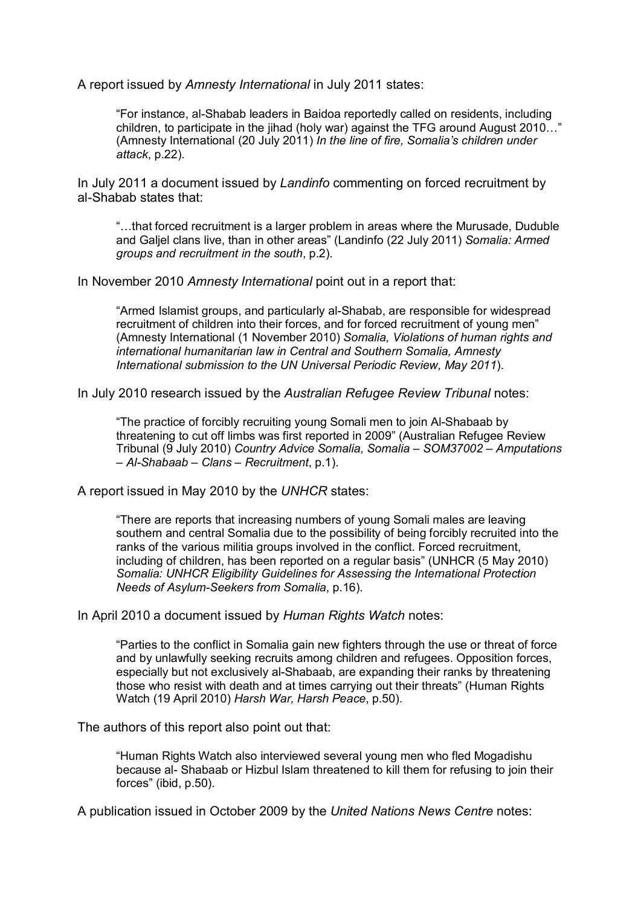A report issued by *Amnesty International* in July 2011 states:

> "For instance, al-Shabab leaders in Baidoa reportedly called on residents, including children, to participate in the jihad (holy war) against the TFG around August 2010…" (Amnesty International (20 July 2011) *In the line of fire, Somalia's children under attack*, p.22).

In July 2011 a document issued by *Landinfo* commenting on forced recruitment by al-Shabab states that:

> "…that forced recruitment is a larger problem in areas where the Murusade, Duduble and Galjel clans live, than in other areas" (Landinfo (22 July 2011) *Somalia: Armed groups and recruitment in the south*, p.2).

In November 2010 *Amnesty International* point out in a report that:

> "Armed Islamist groups, and particularly al-Shabab, are responsible for widespread recruitment of children into their forces, and for forced recruitment of young men" (Amnesty International (1 November 2010) *Somalia, Violations of human rights and international humanitarian law in Central and Southern Somalia, Amnesty International submission to the UN Universal Periodic Review, May 2011*).

In July 2010 research issued by the *Australian Refugee Review Tribunal* notes:

> "The practice of forcibly recruiting young Somali men to join Al-Shabaab by threatening to cut off limbs was first reported in 2009" (Australian Refugee Review Tribunal (9 July 2010) *Country Advice Somalia, Somalia – SOM37002 – Amputations – Al-Shabaab – Clans – Recruitment*, p.1).

A report issued in May 2010 by the *UNHCR* states:

> "There are reports that increasing numbers of young Somali males are leaving southern and central Somalia due to the possibility of being forcibly recruited into the ranks of the various militia groups involved in the conflict. Forced recruitment, including of children, has been reported on a regular basis" (UNHCR (5 May 2010) *Somalia: UNHCR Eligibility Guidelines for Assessing the International Protection Needs of Asylum-Seekers from Somalia*, p.16).

In April 2010 a document issued by *Human Rights Watch* notes:

> "Parties to the conflict in Somalia gain new fighters through the use or threat of force and by unlawfully seeking recruits among children and refugees. Opposition forces, especially but not exclusively al-Shabaab, are expanding their ranks by threatening those who resist with death and at times carrying out their threats" (Human Rights Watch (19 April 2010) *Harsh War, Harsh Peace*, p.50).

The authors of this report also point out that:

> "Human Rights Watch also interviewed several young men who fled Mogadishu because al- Shabaab or Hizbul Islam threatened to kill them for refusing to join their forces" (ibid, p.50).

A publication issued in October 2009 by the *United Nations News Centre* notes: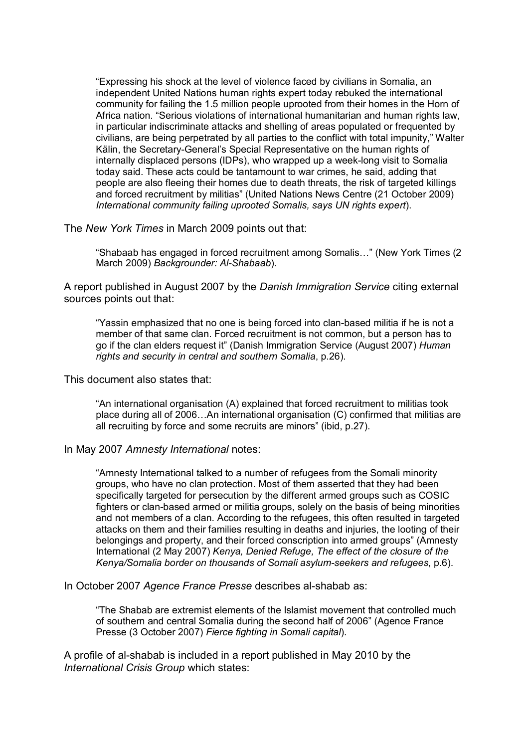> "Expressing his shock at the level of violence faced by civilians in Somalia, an independent United Nations human rights expert today rebuked the international community for failing the 1.5 million people uprooted from their homes in the Horn of Africa nation. "Serious violations of international humanitarian and human rights law, in particular indiscriminate attacks and shelling of areas populated or frequented by civilians, are being perpetrated by all parties to the conflict with total impunity," Walter Kälin, the Secretary-General's Special Representative on the human rights of internally displaced persons (IDPs), who wrapped up a week-long visit to Somalia today said. These acts could be tantamount to war crimes, he said, adding that people are also fleeing their homes due to death threats, the risk of targeted killings and forced recruitment by militias" (United Nations News Centre (21 October 2009) *International community failing uprooted Somalis, says UN rights expert*).

The *New York Times* in March 2009 points out that:

> "Shabaab has engaged in forced recruitment among Somalis…" (New York Times (2 March 2009) *Backgrounder: Al-Shabaab*).

A report published in August 2007 by the *Danish Immigration Service* citing external sources points out that:

> "Yassin emphasized that no one is being forced into clan-based militia if he is not a member of that same clan. Forced recruitment is not common, but a person has to go if the clan elders request it" (Danish Immigration Service (August 2007) *Human rights and security in central and southern Somalia*, p.26).

This document also states that:

> "An international organisation (A) explained that forced recruitment to militias took place during all of 2006…An international organisation (C) confirmed that militias are all recruiting by force and some recruits are minors" (ibid, p.27).

In May 2007 *Amnesty International* notes:

> "Amnesty International talked to a number of refugees from the Somali minority groups, who have no clan protection. Most of them asserted that they had been specifically targeted for persecution by the different armed groups such as COSIC fighters or clan-based armed or militia groups, solely on the basis of being minorities and not members of a clan. According to the refugees, this often resulted in targeted attacks on them and their families resulting in deaths and injuries, the looting of their belongings and property, and their forced conscription into armed groups" (Amnesty International (2 May 2007) *Kenya, Denied Refuge, The effect of the closure of the Kenya/Somalia border on thousands of Somali asylum-seekers and refugees*, p.6).

In October 2007 *Agence France Presse* describes al-shabab as:

> "The Shabab are extremist elements of the Islamist movement that controlled much of southern and central Somalia during the second half of 2006" (Agence France Presse (3 October 2007) *Fierce fighting in Somali capital*).

A profile of al-shabab is included in a report published in May 2010 by the *International Crisis Group* which states: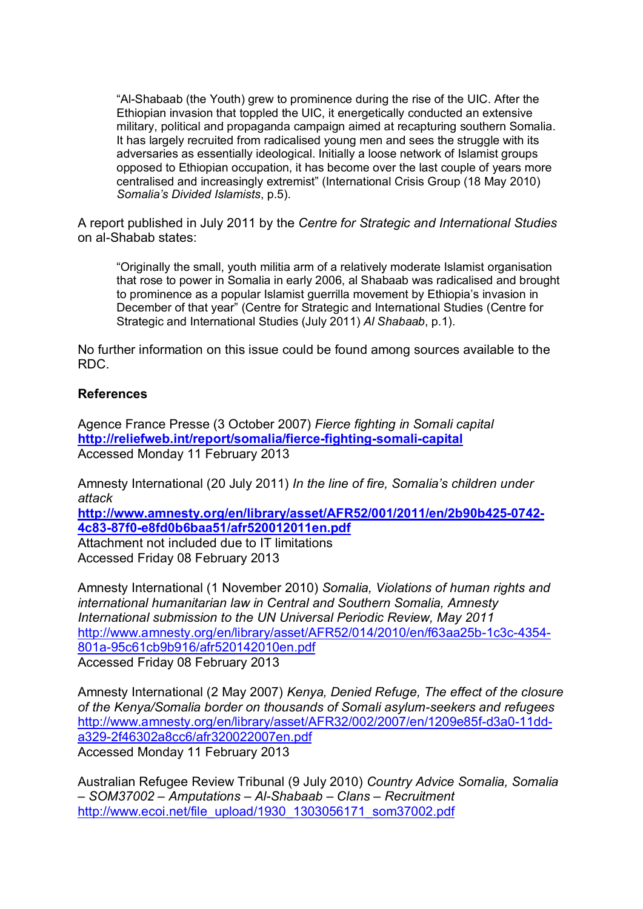> "Al-Shabaab (the Youth) grew to prominence during the rise of the UIC. After the Ethiopian invasion that toppled the UIC, it energetically conducted an extensive military, political and propaganda campaign aimed at recapturing southern Somalia. It has largely recruited from radicalised young men and sees the struggle with its adversaries as essentially ideological. Initially a loose network of Islamist groups opposed to Ethiopian occupation, it has become over the last couple of years more centralised and increasingly extremist" (International Crisis Group (18 May 2010) *Somalia's Divided Islamists*, p.5).

A report published in July 2011 by the *Centre for Strategic and International Studies* on al-Shabab states:

> "Originally the small, youth militia arm of a relatively moderate Islamist organisation that rose to power in Somalia in early 2006, al Shabaab was radicalised and brought to prominence as a popular Islamist guerrilla movement by Ethiopia's invasion in December of that year" (Centre for Strategic and International Studies (Centre for Strategic and International Studies (July 2011) *Al Shabaab*, p.1).

No further information on this issue could be found among sources available to the RDC.

**References**

Agence France Presse (3 October 2007) *Fierce fighting in Somali capital*
**http://reliefweb.int/report/somalia/fierce-fighting-somali-capital**
Accessed Monday 11 February 2013

Amnesty International (20 July 2011) *In the line of fire, Somalia's children under attack*
**http://www.amnesty.org/en/library/asset/AFR52/001/2011/en/2b90b425-0742-4c83-87f0-e8fd0b6baa51/afr520012011en.pdf**
Attachment not included due to IT limitations
Accessed Friday 08 February 2013

Amnesty International (1 November 2010) *Somalia, Violations of human rights and international humanitarian law in Central and Southern Somalia, Amnesty International submission to the UN Universal Periodic Review, May 2011*
http://www.amnesty.org/en/library/asset/AFR52/014/2010/en/f63aa25b-1c3c-4354-801a-95c61cb9b916/afr520142010en.pdf
Accessed Friday 08 February 2013

Amnesty International (2 May 2007) *Kenya, Denied Refuge, The effect of the closure of the Kenya/Somalia border on thousands of Somali asylum-seekers and refugees*
http://www.amnesty.org/en/library/asset/AFR32/002/2007/en/1209e85f-d3a0-11dd-a329-2f46302a8cc6/afr320022007en.pdf
Accessed Monday 11 February 2013

Australian Refugee Review Tribunal (9 July 2010) *Country Advice Somalia, Somalia – SOM37002 – Amputations – Al-Shabaab – Clans – Recruitment*
http://www.ecoi.net/file_upload/1930_1303056171_som37002.pdf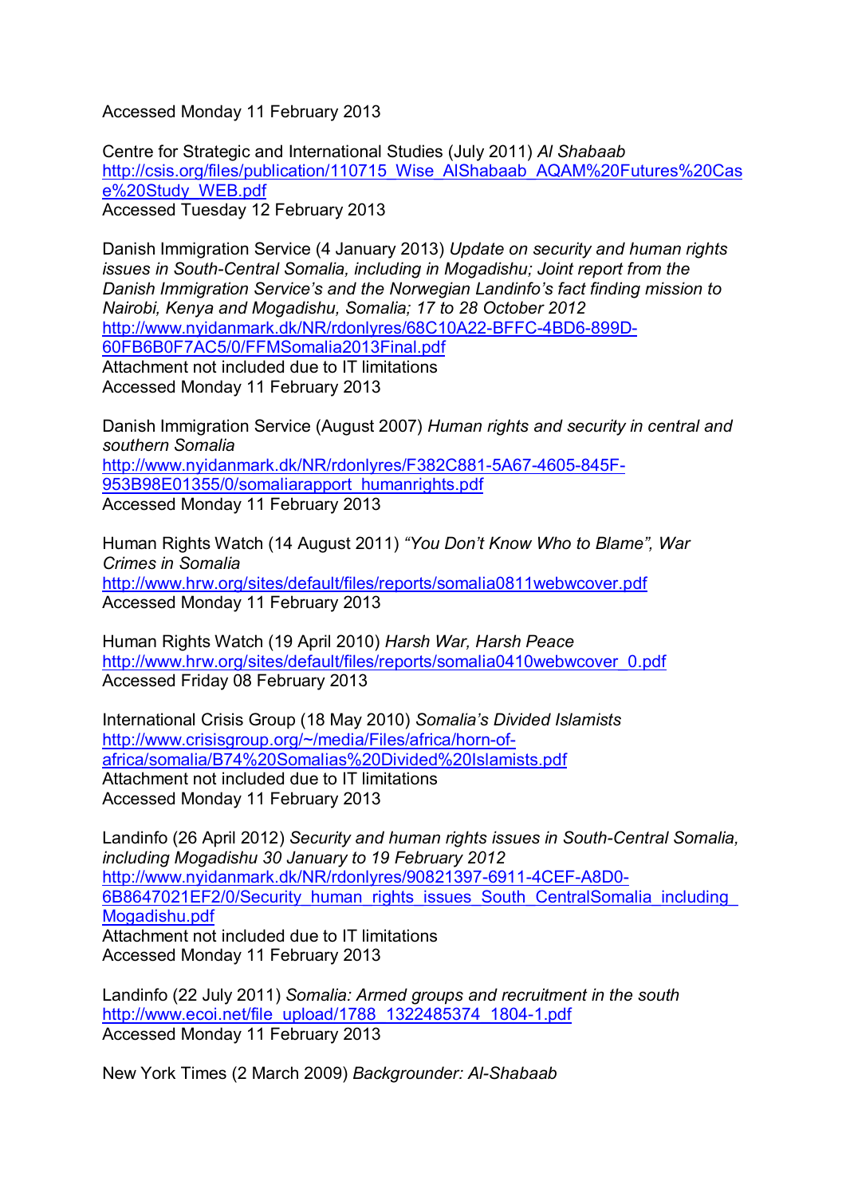Accessed Monday 11 February 2013

Centre for Strategic and International Studies (July 2011) *Al Shabaab*
http://csis.org/files/publication/110715_Wise_AlShabaab_AQAM%20Futures%20Case%20Study_WEB.pdf
Accessed Tuesday 12 February 2013

Danish Immigration Service (4 January 2013) *Update on security and human rights issues in South-Central Somalia, including in Mogadishu; Joint report from the Danish Immigration Service's and the Norwegian Landinfo's fact finding mission to Nairobi, Kenya and Mogadishu, Somalia; 17 to 28 October 2012*
http://www.nyidanmark.dk/NR/rdonlyres/68C10A22-BFFC-4BD6-899D-60FB6B0F7AC5/0/FFMSomalia2013Final.pdf
Attachment not included due to IT limitations
Accessed Monday 11 February 2013

Danish Immigration Service (August 2007) *Human rights and security in central and southern Somalia*
http://www.nyidanmark.dk/NR/rdonlyres/F382C881-5A67-4605-845F-953B98E01355/0/somaliarapport_humanrights.pdf
Accessed Monday 11 February 2013

Human Rights Watch (14 August 2011) *"You Don't Know Who to Blame", War Crimes in Somalia*
http://www.hrw.org/sites/default/files/reports/somalia0811webwcover.pdf
Accessed Monday 11 February 2013

Human Rights Watch (19 April 2010) *Harsh War, Harsh Peace*
http://www.hrw.org/sites/default/files/reports/somalia0410webwcover_0.pdf
Accessed Friday 08 February 2013

International Crisis Group (18 May 2010) *Somalia's Divided Islamists*
http://www.crisisgroup.org/~/media/Files/africa/horn-of-africa/somalia/B74%20Somalias%20Divided%20Islamists.pdf
Attachment not included due to IT limitations
Accessed Monday 11 February 2013

Landinfo (26 April 2012) *Security and human rights issues in South-Central Somalia, including Mogadishu 30 January to 19 February 2012*
http://www.nyidanmark.dk/NR/rdonlyres/90821397-6911-4CEF-A8D0-6B8647021EF2/0/Security_human_rights_issues_South_CentralSomalia_including_Mogadishu.pdf
Attachment not included due to IT limitations
Accessed Monday 11 February 2013

Landinfo (22 July 2011) *Somalia: Armed groups and recruitment in the south*
http://www.ecoi.net/file_upload/1788_1322485374_1804-1.pdf
Accessed Monday 11 February 2013

New York Times (2 March 2009) *Backgrounder: Al-Shabaab*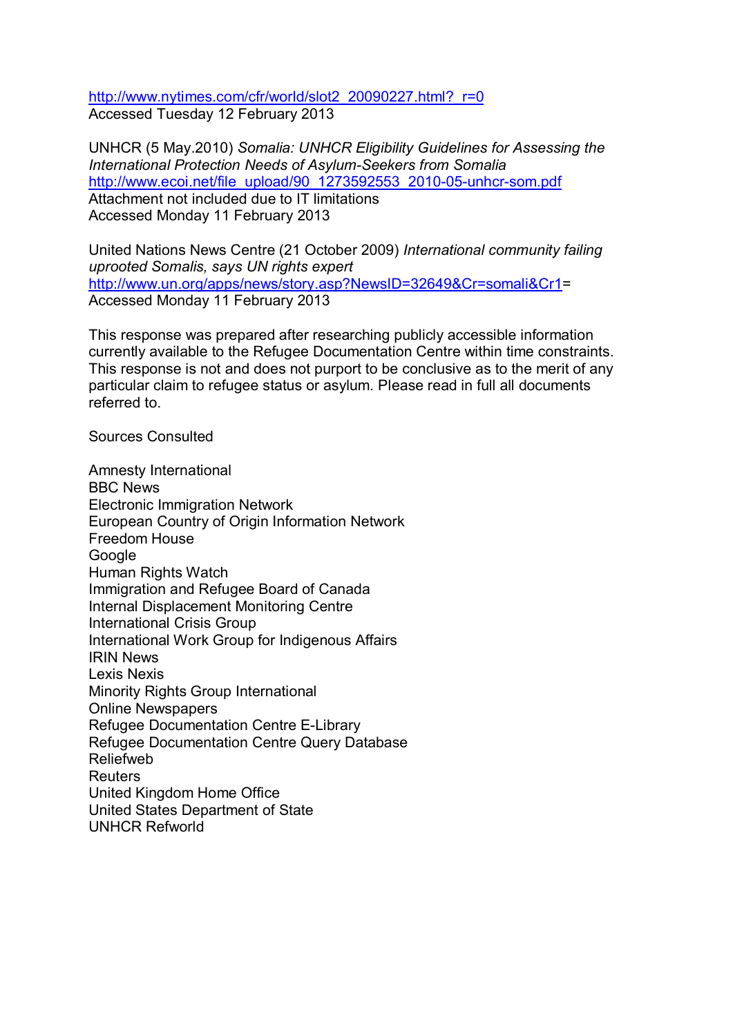http://www.nytimes.com/cfr/world/slot2_20090227.html?_r=0
Accessed Tuesday 12 February 2013

UNHCR (5 May.2010) *Somalia: UNHCR Eligibility Guidelines for Assessing the International Protection Needs of Asylum-Seekers from Somalia*
http://www.ecoi.net/file_upload/90_1273592553_2010-05-unhcr-som.pdf
Attachment not included due to IT limitations
Accessed Monday 11 February 2013

United Nations News Centre (21 October 2009) *International community failing uprooted Somalis, says UN rights expert*
http://www.un.org/apps/news/story.asp?NewsID=32649&Cr=somali&Cr1=
Accessed Monday 11 February 2013

This response was prepared after researching publicly accessible information currently available to the Refugee Documentation Centre within time constraints. This response is not and does not purport to be conclusive as to the merit of any particular claim to refugee status or asylum. Please read in full all documents referred to.

Sources Consulted

Amnesty International
BBC News
Electronic Immigration Network
European Country of Origin Information Network
Freedom House
Google
Human Rights Watch
Immigration and Refugee Board of Canada
Internal Displacement Monitoring Centre
International Crisis Group
International Work Group for Indigenous Affairs
IRIN News
Lexis Nexis
Minority Rights Group International
Online Newspapers
Refugee Documentation Centre E-Library
Refugee Documentation Centre Query Database
Reliefweb
Reuters
United Kingdom Home Office
United States Department of State
UNHCR Refworld